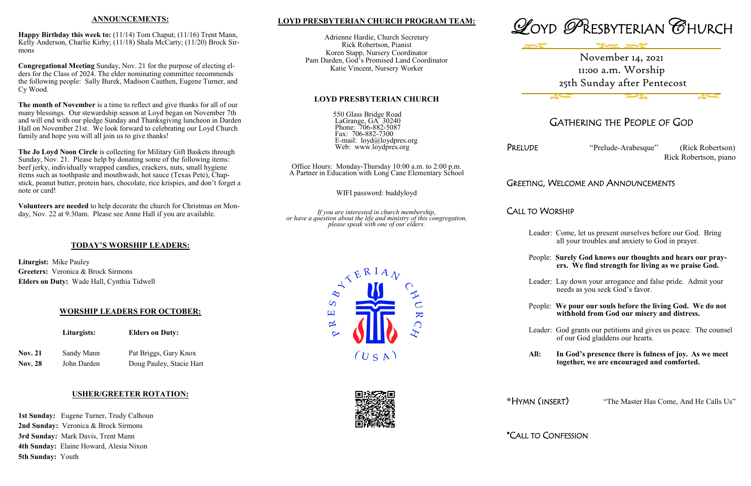## ANNOUNCEMENTS:

**Happy Birthday this week to:** (11/14) Tom Chaput; (11/16) Trent Mann, Kelly Anderson, Charlie Kirby; (11/18) Shala McCarty; (11/20) Brock Sirmons

**Congregational Meeting** Sunday, Nov. 21 for the purpose of electing elders for the Class of 2024. The elder nominating committee recommends the following people: Sally Burek, Madison Cauthen, Eugene Turner, and Cy Wood.

**The month of November** is a time to reflect and give thanks for all of our many blessings. Our stewardship season at Loyd began on November 7th and will end with our pledge Sunday and Thanksgiving luncheon in Darden Hall on November 21st. We look forward to celebrating our Loyd Church family and hope you will all join us to give thanks!

**The Jo Loyd Noon Circle** is collecting for Military Gift Baskets through Sunday, Nov. 21. Please help by donating some of the following items: beef jerky, individually wrapped candies, crackers, nuts, small hygiene items such as toothpaste and mouthwash, hot sauce (Texas Pete), Chapstick, peanut butter, protein bars, chocolate, rice krispies, and don't forget a note or card!

**Volunteers are needed** to help decorate the church for Christmas on Monday, Nov. 22 at 9:30am. Please see Anne Hall if you are available.

## TODAY'S WORSHIP LEADERS:

**Liturgist:** Mike Pauley
**Greeters:** Veronica & Brock Sirmons
**Elders on Duty:** Wade Hall, Cynthia Tidwell

## WORSHIP LEADERS FOR OCTOBER:

| | Liturgists: | Elders on Duty: |
|---|---|---|
| **Nov. 21** | Sandy Mann | Pat Briggs, Gary Knox |
| **Nov. 28** | John Darden | Doug Pauley, Stacie Hart |

## USHER/GREETER ROTATION:

**1st Sunday:** Eugene Turner, Trudy Calhoun
**2nd Sunday:** Veronica & Brock Sirmons
**3rd Sunday:** Mark Davis, Trent Mann
**4th Sunday:** Elaine Howard, Alesia Nixon
**5th Sunday:** Youth

## LOYD PRESBYTERIAN CHURCH PROGRAM TEAM:

Adrienne Hardie, Church Secretary
Rick Robertson, Pianist
Koren Stapp, Nursery Coordinator
Pam Darden, God's Promised Land Coordinator
Katie Vincent, Nursery Worker

## LOYD PRESBYTERIAN CHURCH

550 Glass Bridge Road
LaGrange, GA 30240
Phone: 706-882-5087
Fax: 706-882-7300
E-mail: loyd@loydpres.org
Web: www.loydpres.org

Office Hours: Monday-Thursday 10:00 a.m. to 2:00 p.m.
A Partner in Education with Long Cane Elementary School

WIFI password: buddyloyd

*If you are interested in church membership, or have a question about the life and ministry of this congregation, please speak with one of our elders.*

# LOYD PRESBYTERIAN CHURCH

November 14, 2021
11:00 a.m. Worship
25th Sunday after Pentecost

## GATHERING THE PEOPLE OF GOD

PRELUDE "Prelude-Arabesque" (Rick Robertson)
Rick Robertson, piano

GREETING, WELCOME AND ANNOUNCEMENTS

CALL TO WORSHIP

Leader: Come, let us present ourselves before our God. Bring all your troubles and anxiety to God in prayer.

People: **Surely God knows our thoughts and hears our prayers. We find strength for living as we praise God.**

Leader: Lay down your arrogance and false pride. Admit your needs as you seek God's favor.

People: **We pour our souls before the living God. We do not withhold from God our misery and distress.**

Leader: God grants our petitions and gives us peace. The counsel of our God gladdens our hearts.

**All: In God's presence there is fulness of joy. As we meet together, we are encouraged and comforted.**

*HYMN (INSERT) "The Master Has Come, And He Calls Us"

*CALL TO CONFESSION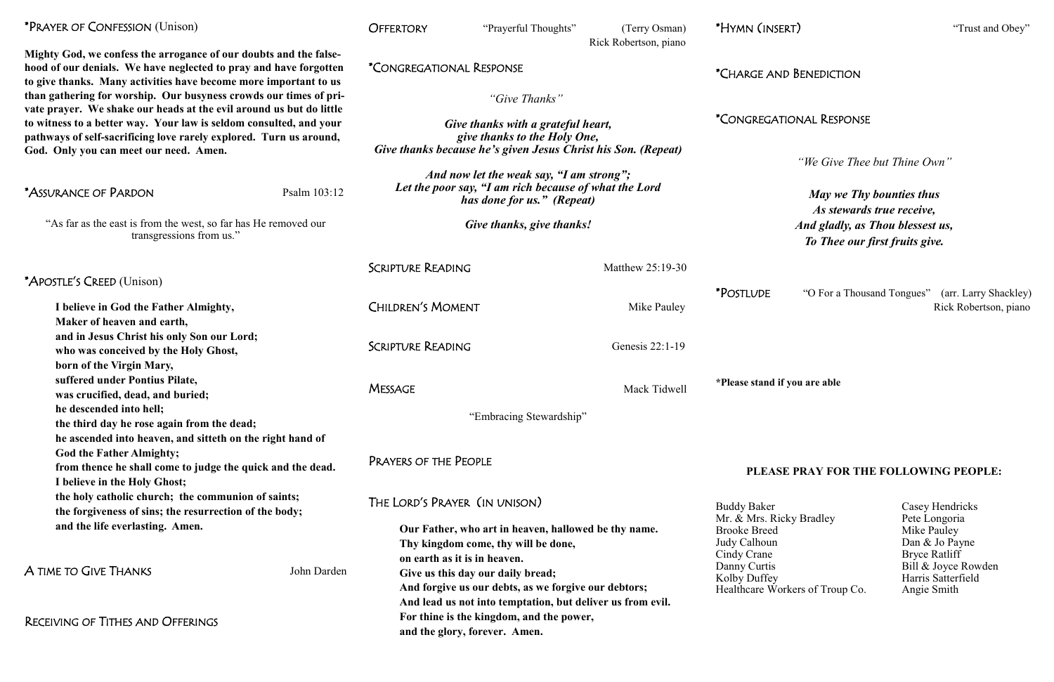## *Prayer of Confession (Unison)

**Mighty God, we confess the arrogance of our doubts and the falsehood of our denials. We have neglected to pray and have forgotten to give thanks. Many activities have become more important to us than gathering for worship. Our busyness crowds our times of private prayer. We shake our heads at the evil around us but do little to witness to a better way. Your law is seldom consulted, and your pathways of self-sacrificing love rarely explored. Turn us around, God. Only you can meet our need. Amen.**

## *Assurance of Pardon — Psalm 103:12

"As far as the east is from the west, so far has He removed our transgressions from us."

## *Apostle's Creed (Unison)

**I believe in God the Father Almighty,**
**Maker of heaven and earth,**
**and in Jesus Christ his only Son our Lord;**
**who was conceived by the Holy Ghost,**
**born of the Virgin Mary,**
**suffered under Pontius Pilate,**
**was crucified, dead, and buried;**
**he descended into hell;**
**the third day he rose again from the dead;**
**he ascended into heaven, and sitteth on the right hand of God the Father Almighty;**
**from thence he shall come to judge the quick and the dead.**
**I believe in the Holy Ghost;**
**the holy catholic church; the communion of saints;**
**the forgiveness of sins; the resurrection of the body;**
**and the life everlasting. Amen.**

## A Time to Give Thanks — John Darden

## Receiving of Tithes and Offerings

## Offertory — "Prayerful Thoughts" (Terry Osman)

Rick Robertson, piano

## *Congregational Response

*"Give Thanks"*

***Give thanks with a grateful heart,***
***give thanks to the Holy One,***
***Give thanks because he's given Jesus Christ his Son. (Repeat)***

***And now let the weak say, "I am strong";***
***Let the poor say, "I am rich because of what the Lord has done for us." (Repeat)***

***Give thanks, give thanks!***

## Scripture Reading — Matthew 25:19-30

## Children's Moment — Mike Pauley

## Scripture Reading — Genesis 22:1-19

## Message — Mack Tidwell

"Embracing Stewardship"

## Prayers of the People

## The Lord's Prayer (in Unison)

**Our Father, who art in heaven, hallowed be thy name.**
**Thy kingdom come, thy will be done,**
**on earth as it is in heaven.**
**Give us this day our daily bread;**
**And forgive us our debts, as we forgive our debtors;**
**And lead us not into temptation, but deliver us from evil.**
**For thine is the kingdom, and the power,**
**and the glory, forever. Amen.**

## *Hymn (Insert) — "Trust and Obey"

## *Charge and Benediction

## *Congregational Response

*"We Give Thee but Thine Own"*

***May we Thy bounties thus***
***As stewards true receive,***
***And gladly, as Thou blessest us,***
***To Thee our first fruits give.***

## *Postlude — "O For a Thousand Tongues" (arr. Larry Shackley)

Rick Robertson, piano

**\*Please stand if you are able**

### PLEASE PRAY FOR THE FOLLOWING PEOPLE:

Buddy Baker
Mr. & Mrs. Ricky Bradley
Brooke Breed
Judy Calhoun
Cindy Crane
Danny Curtis
Kolby Duffey
Healthcare Workers of Troup Co.
Casey Hendricks
Pete Longoria
Mike Pauley
Dan & Jo Payne
Bryce Ratliff
Bill & Joyce Rowden
Harris Satterfield
Angie Smith